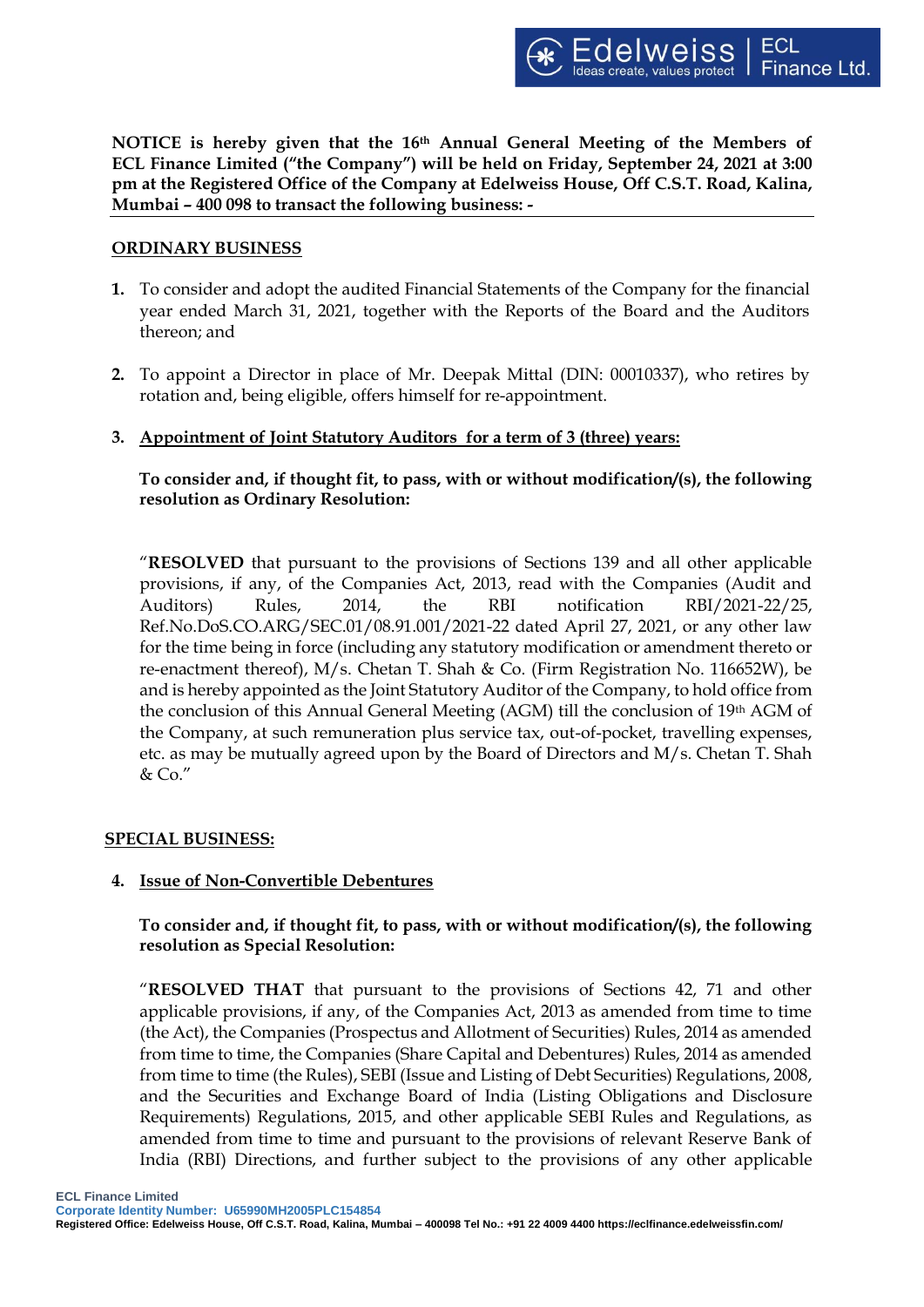**NOTICE is hereby given that the 16th Annual General Meeting of the Members of ECL Finance Limited ("the Company") will be held on Friday, September 24, 2021 at 3:00 pm at the Registered Office of the Company at Edelweiss House, Off C.S.T. Road, Kalina, Mumbai – 400 098 to transact the following business: -**

## ORDINARY BUSINESS

1. To consider and adopt the audited Financial Statements of the Company for the financial year ended March 31, 2021, together with the Reports of the Board and the Auditors thereon; and

2. To appoint a Director in place of Mr. Deepak Mittal (DIN: 00010337), who retires by rotation and, being eligible, offers himself for re-appointment.

3. **Appointment of Joint Statutory Auditors for a term of 3 (three) years:**

   **To consider and, if thought fit, to pass, with or without modification/(s), the following resolution as Ordinary Resolution:**

   "**RESOLVED** that pursuant to the provisions of Sections 139 and all other applicable provisions, if any, of the Companies Act, 2013, read with the Companies (Audit and Auditors) Rules, 2014, the RBI notification RBI/2021-22/25, Ref.No.DoS.CO.ARG/SEC.01/08.91.001/2021-22 dated April 27, 2021, or any other law for the time being in force (including any statutory modification or amendment thereto or re-enactment thereof), M/s. Chetan T. Shah & Co. (Firm Registration No. 116652W), be and is hereby appointed as the Joint Statutory Auditor of the Company, to hold office from the conclusion of this Annual General Meeting (AGM) till the conclusion of 19th AGM of the Company, at such remuneration plus service tax, out-of-pocket, travelling expenses, etc. as may be mutually agreed upon by the Board of Directors and M/s. Chetan T. Shah & Co."

## SPECIAL BUSINESS:

4. **Issue of Non-Convertible Debentures**

   **To consider and, if thought fit, to pass, with or without modification/(s), the following resolution as Special Resolution:**

   "**RESOLVED THAT** that pursuant to the provisions of Sections 42, 71 and other applicable provisions, if any, of the Companies Act, 2013 as amended from time to time (the Act), the Companies (Prospectus and Allotment of Securities) Rules, 2014 as amended from time to time, the Companies (Share Capital and Debentures) Rules, 2014 as amended from time to time (the Rules), SEBI (Issue and Listing of Debt Securities) Regulations, 2008, and the Securities and Exchange Board of India (Listing Obligations and Disclosure Requirements) Regulations, 2015, and other applicable SEBI Rules and Regulations, as amended from time to time and pursuant to the provisions of relevant Reserve Bank of India (RBI) Directions, and further subject to the provisions of any other applicable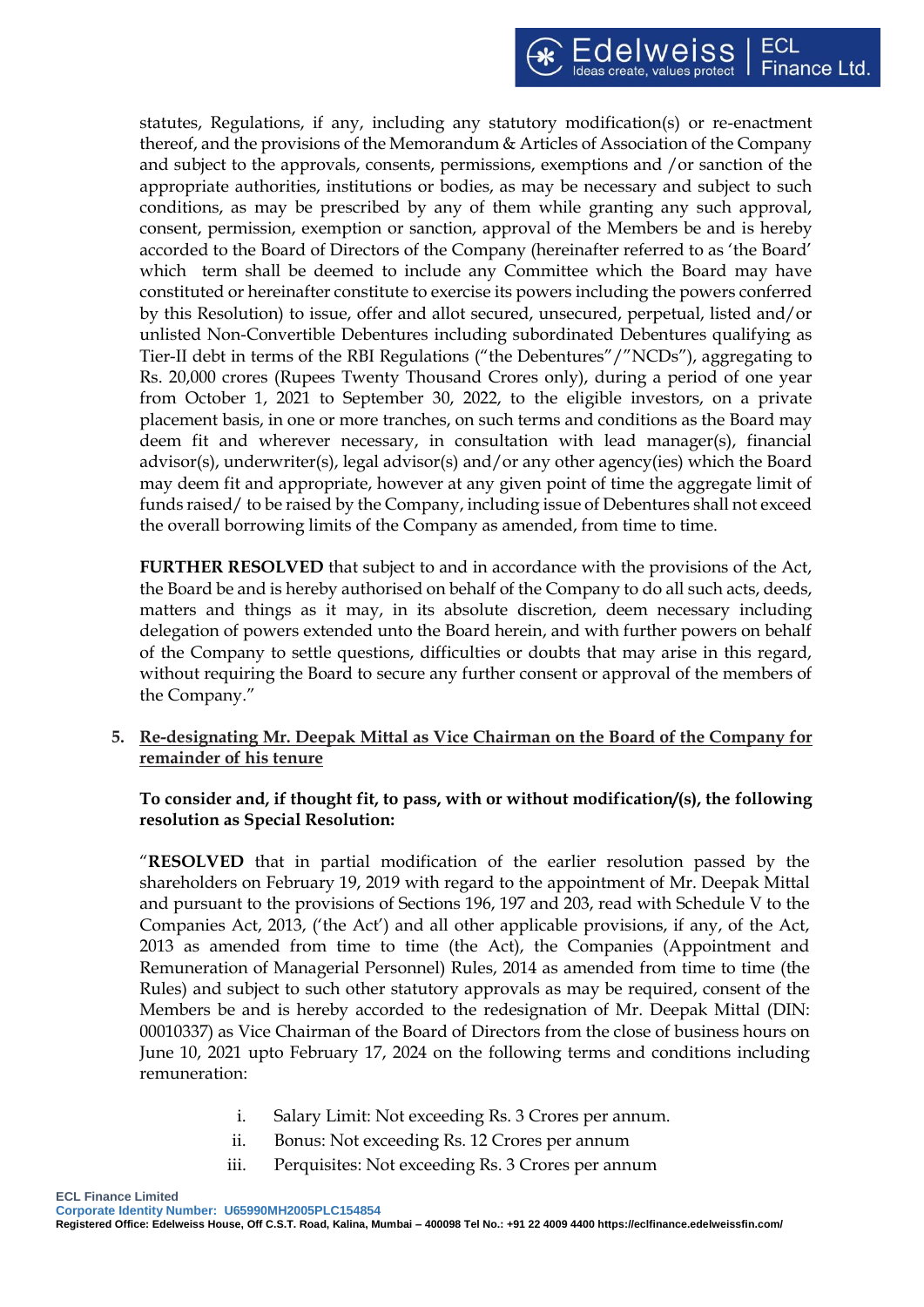statutes, Regulations, if any, including any statutory modification(s) or re-enactment thereof, and the provisions of the Memorandum & Articles of Association of the Company and subject to the approvals, consents, permissions, exemptions and /or sanction of the appropriate authorities, institutions or bodies, as may be necessary and subject to such conditions, as may be prescribed by any of them while granting any such approval, consent, permission, exemption or sanction, approval of the Members be and is hereby accorded to the Board of Directors of the Company (hereinafter referred to as 'the Board' which term shall be deemed to include any Committee which the Board may have constituted or hereinafter constitute to exercise its powers including the powers conferred by this Resolution) to issue, offer and allot secured, unsecured, perpetual, listed and/or unlisted Non-Convertible Debentures including subordinated Debentures qualifying as Tier-II debt in terms of the RBI Regulations ("the Debentures"/"NCDs"), aggregating to Rs. 20,000 crores (Rupees Twenty Thousand Crores only), during a period of one year from October 1, 2021 to September 30, 2022, to the eligible investors, on a private placement basis, in one or more tranches, on such terms and conditions as the Board may deem fit and wherever necessary, in consultation with lead manager(s), financial advisor(s), underwriter(s), legal advisor(s) and/or any other agency(ies) which the Board may deem fit and appropriate, however at any given point of time the aggregate limit of funds raised/ to be raised by the Company, including issue of Debentures shall not exceed the overall borrowing limits of the Company as amended, from time to time.

**FURTHER RESOLVED** that subject to and in accordance with the provisions of the Act, the Board be and is hereby authorised on behalf of the Company to do all such acts, deeds, matters and things as it may, in its absolute discretion, deem necessary including delegation of powers extended unto the Board herein, and with further powers on behalf of the Company to settle questions, difficulties or doubts that may arise in this regard, without requiring the Board to secure any further consent or approval of the members of the Company."

5. **Re-designating Mr. Deepak Mittal as Vice Chairman on the Board of the Company for remainder of his tenure**

**To consider and, if thought fit, to pass, with or without modification/(s), the following resolution as Special Resolution:**

"**RESOLVED** that in partial modification of the earlier resolution passed by the shareholders on February 19, 2019 with regard to the appointment of Mr. Deepak Mittal and pursuant to the provisions of Sections 196, 197 and 203, read with Schedule V to the Companies Act, 2013, ('the Act') and all other applicable provisions, if any, of the Act, 2013 as amended from time to time (the Act), the Companies (Appointment and Remuneration of Managerial Personnel) Rules, 2014 as amended from time to time (the Rules) and subject to such other statutory approvals as may be required, consent of the Members be and is hereby accorded to the redesignation of Mr. Deepak Mittal (DIN: 00010337) as Vice Chairman of the Board of Directors from the close of business hours on June 10, 2021 upto February 17, 2024 on the following terms and conditions including remuneration:

i. Salary Limit: Not exceeding Rs. 3 Crores per annum.
ii. Bonus: Not exceeding Rs. 12 Crores per annum
iii. Perquisites: Not exceeding Rs. 3 Crores per annum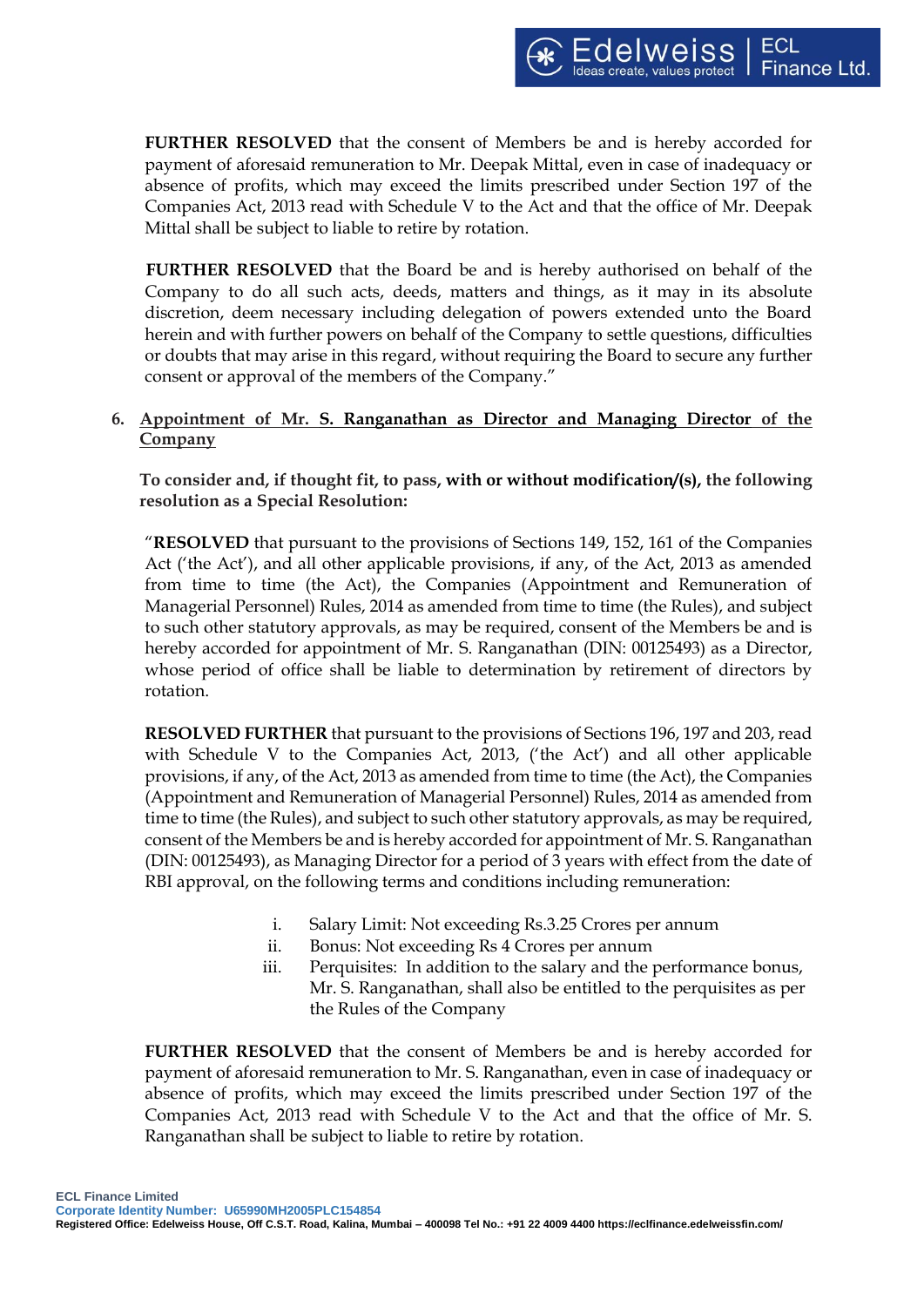**FURTHER RESOLVED** that the consent of Members be and is hereby accorded for payment of aforesaid remuneration to Mr. Deepak Mittal, even in case of inadequacy or absence of profits, which may exceed the limits prescribed under Section 197 of the Companies Act, 2013 read with Schedule V to the Act and that the office of Mr. Deepak Mittal shall be subject to liable to retire by rotation.

**FURTHER RESOLVED** that the Board be and is hereby authorised on behalf of the Company to do all such acts, deeds, matters and things, as it may in its absolute discretion, deem necessary including delegation of powers extended unto the Board herein and with further powers on behalf of the Company to settle questions, difficulties or doubts that may arise in this regard, without requiring the Board to secure any further consent or approval of the members of the Company."

6. <u>**Appointment of Mr. S. Ranganathan as Director and Managing Director of the Company**</u>

**To consider and, if thought fit, to pass, with or without modification/(s), the following resolution as a Special Resolution:**

"**RESOLVED** that pursuant to the provisions of Sections 149, 152, 161 of the Companies Act ('the Act'), and all other applicable provisions, if any, of the Act, 2013 as amended from time to time (the Act), the Companies (Appointment and Remuneration of Managerial Personnel) Rules, 2014 as amended from time to time (the Rules), and subject to such other statutory approvals, as may be required, consent of the Members be and is hereby accorded for appointment of Mr. S. Ranganathan (DIN: 00125493) as a Director, whose period of office shall be liable to determination by retirement of directors by rotation.

**RESOLVED FURTHER** that pursuant to the provisions of Sections 196, 197 and 203, read with Schedule V to the Companies Act, 2013, ('the Act') and all other applicable provisions, if any, of the Act, 2013 as amended from time to time (the Act), the Companies (Appointment and Remuneration of Managerial Personnel) Rules, 2014 as amended from time to time (the Rules), and subject to such other statutory approvals, as may be required, consent of the Members be and is hereby accorded for appointment of Mr. S. Ranganathan (DIN: 00125493), as Managing Director for a period of 3 years with effect from the date of RBI approval, on the following terms and conditions including remuneration:

i. Salary Limit: Not exceeding Rs.3.25 Crores per annum
ii. Bonus: Not exceeding Rs 4 Crores per annum
iii. Perquisites: In addition to the salary and the performance bonus, Mr. S. Ranganathan, shall also be entitled to the perquisites as per the Rules of the Company

**FURTHER RESOLVED** that the consent of Members be and is hereby accorded for payment of aforesaid remuneration to Mr. S. Ranganathan, even in case of inadequacy or absence of profits, which may exceed the limits prescribed under Section 197 of the Companies Act, 2013 read with Schedule V to the Act and that the office of Mr. S. Ranganathan shall be subject to liable to retire by rotation.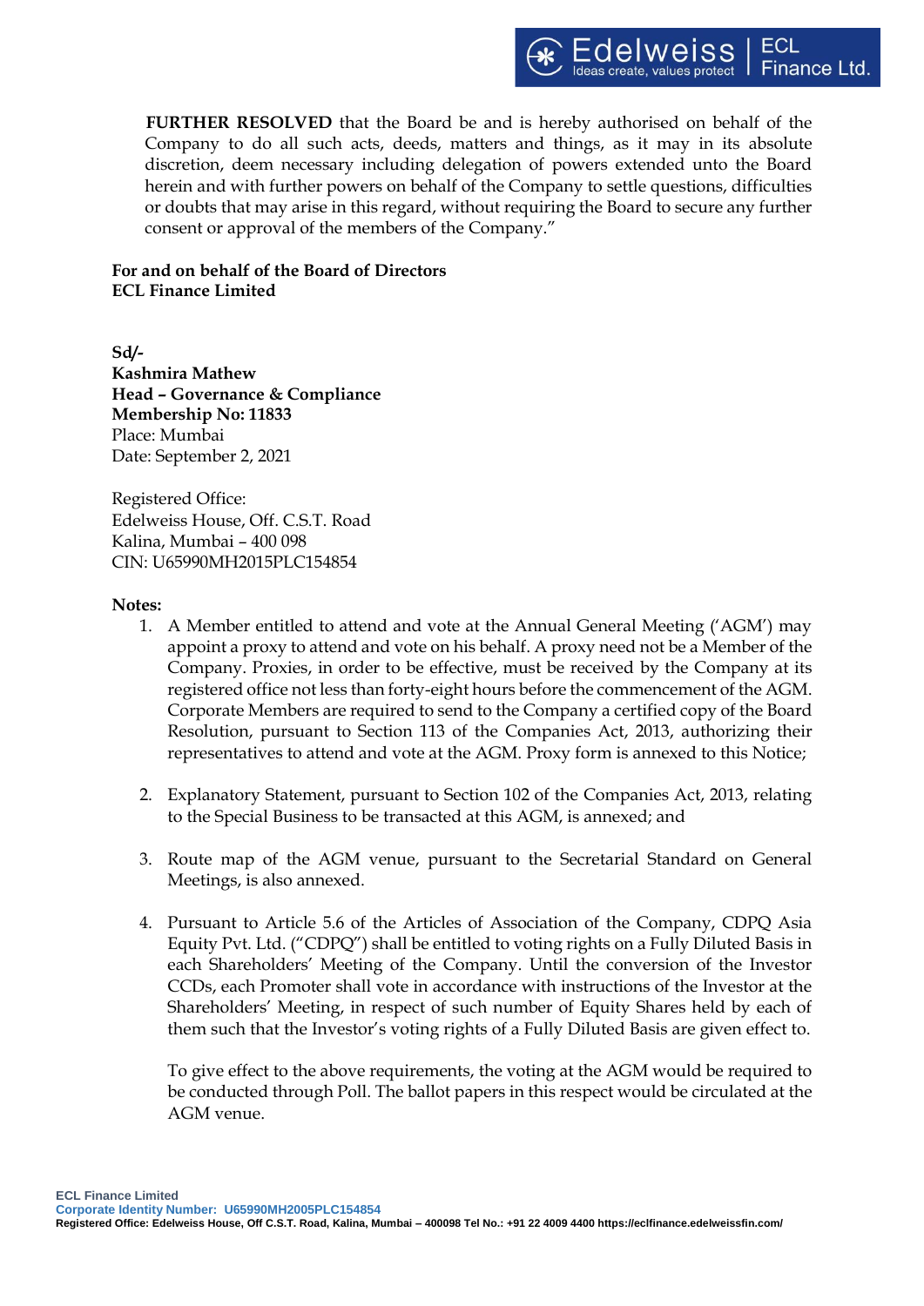**FURTHER RESOLVED** that the Board be and is hereby authorised on behalf of the Company to do all such acts, deeds, matters and things, as it may in its absolute discretion, deem necessary including delegation of powers extended unto the Board herein and with further powers on behalf of the Company to settle questions, difficulties or doubts that may arise in this regard, without requiring the Board to secure any further consent or approval of the members of the Company."

**For and on behalf of the Board of Directors**
**ECL Finance Limited**

**Sd/-**
**Kashmira Mathew**
**Head – Governance & Compliance**
**Membership No: 11833**
Place: Mumbai
Date: September 2, 2021

Registered Office:
Edelweiss House, Off. C.S.T. Road
Kalina, Mumbai – 400 098
CIN: U65990MH2015PLC154854

**Notes:**

1. A Member entitled to attend and vote at the Annual General Meeting ('AGM') may appoint a proxy to attend and vote on his behalf. A proxy need not be a Member of the Company. Proxies, in order to be effective, must be received by the Company at its registered office not less than forty-eight hours before the commencement of the AGM. Corporate Members are required to send to the Company a certified copy of the Board Resolution, pursuant to Section 113 of the Companies Act, 2013, authorizing their representatives to attend and vote at the AGM. Proxy form is annexed to this Notice;

2. Explanatory Statement, pursuant to Section 102 of the Companies Act, 2013, relating to the Special Business to be transacted at this AGM, is annexed; and

3. Route map of the AGM venue, pursuant to the Secretarial Standard on General Meetings, is also annexed.

4. Pursuant to Article 5.6 of the Articles of Association of the Company, CDPQ Asia Equity Pvt. Ltd. ("CDPQ") shall be entitled to voting rights on a Fully Diluted Basis in each Shareholders' Meeting of the Company. Until the conversion of the Investor CCDs, each Promoter shall vote in accordance with instructions of the Investor at the Shareholders' Meeting, in respect of such number of Equity Shares held by each of them such that the Investor's voting rights of a Fully Diluted Basis are given effect to.

   To give effect to the above requirements, the voting at the AGM would be required to be conducted through Poll. The ballot papers in this respect would be circulated at the AGM venue.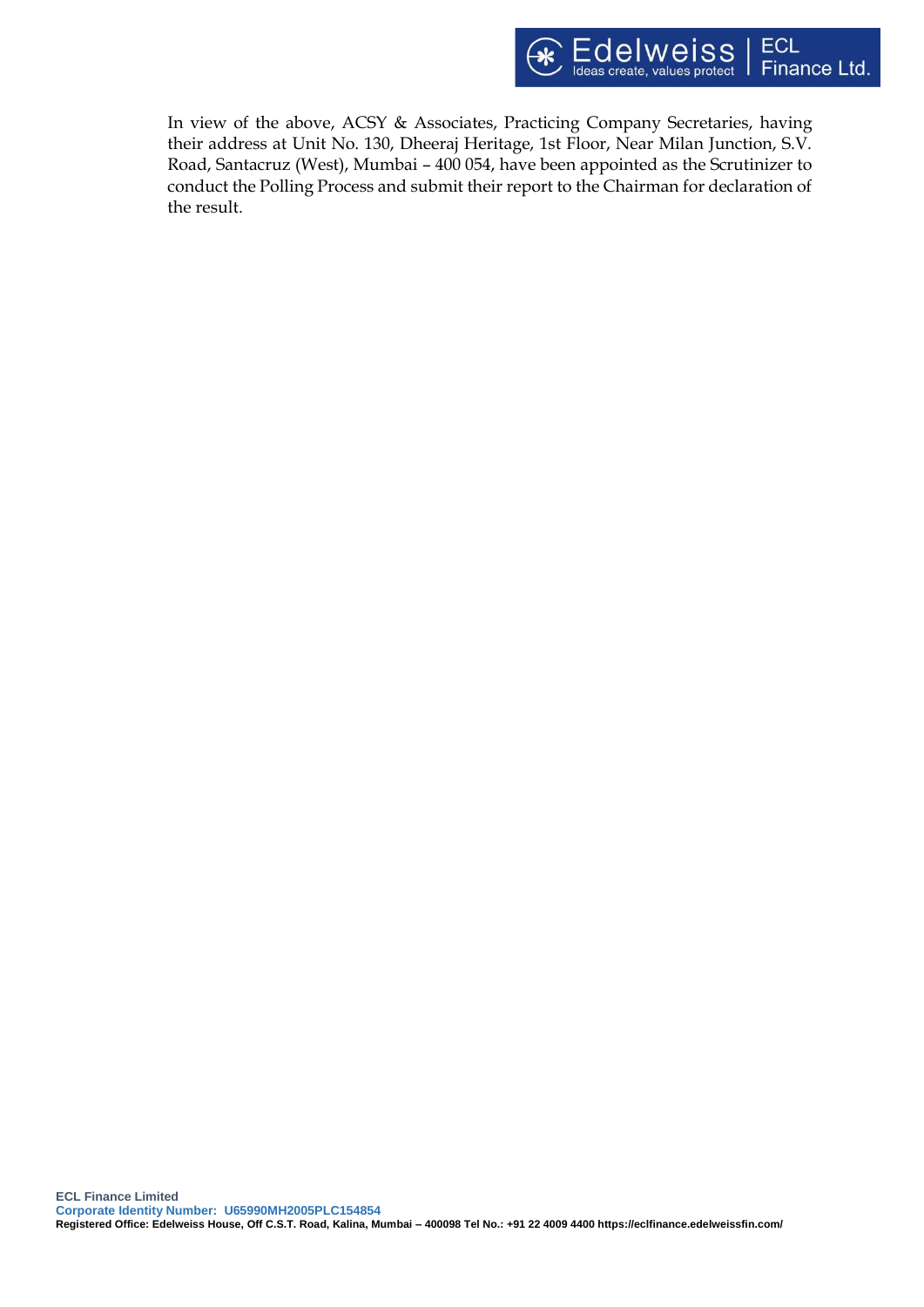In view of the above, ACSY & Associates, Practicing Company Secretaries, having their address at Unit No. 130, Dheeraj Heritage, 1st Floor, Near Milan Junction, S.V. Road, Santacruz (West), Mumbai – 400 054, have been appointed as the Scrutinizer to conduct the Polling Process and submit their report to the Chairman for declaration of the result.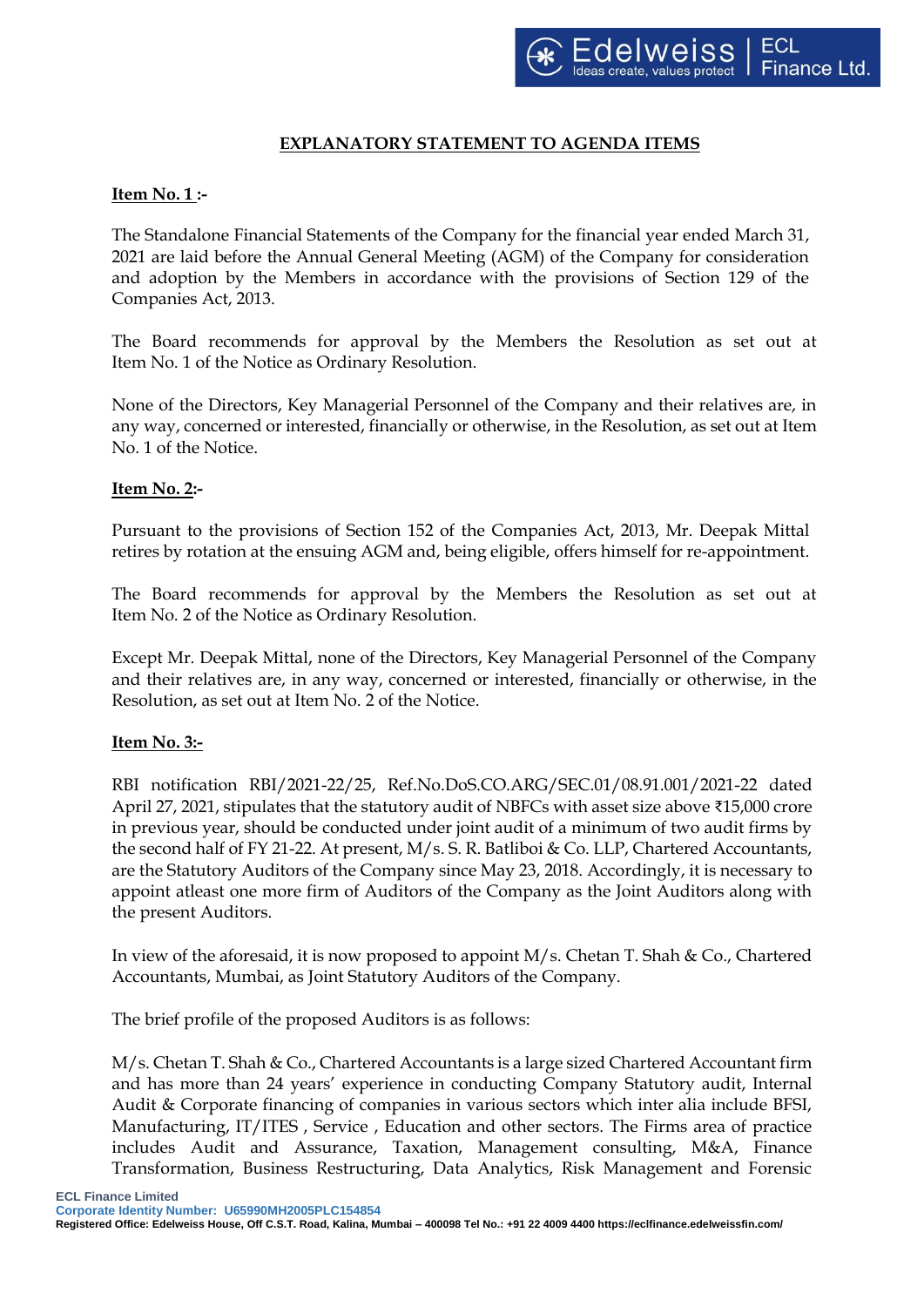## EXPLANATORY STATEMENT TO AGENDA ITEMS

**Item No. 1 :-**

The Standalone Financial Statements of the Company for the financial year ended March 31, 2021 are laid before the Annual General Meeting (AGM) of the Company for consideration and adoption by the Members in accordance with the provisions of Section 129 of the Companies Act, 2013.

The Board recommends for approval by the Members the Resolution as set out at Item No. 1 of the Notice as Ordinary Resolution.

None of the Directors, Key Managerial Personnel of the Company and their relatives are, in any way, concerned or interested, financially or otherwise, in the Resolution, as set out at Item No. 1 of the Notice.

**Item No. 2:-**

Pursuant to the provisions of Section 152 of the Companies Act, 2013, Mr. Deepak Mittal retires by rotation at the ensuing AGM and, being eligible, offers himself for re-appointment.

The Board recommends for approval by the Members the Resolution as set out at Item No. 2 of the Notice as Ordinary Resolution.

Except Mr. Deepak Mittal, none of the Directors, Key Managerial Personnel of the Company and their relatives are, in any way, concerned or interested, financially or otherwise, in the Resolution, as set out at Item No. 2 of the Notice.

**Item No. 3:-**

RBI notification RBI/2021-22/25, Ref.No.DoS.CO.ARG/SEC.01/08.91.001/2021-22 dated April 27, 2021, stipulates that the statutory audit of NBFCs with asset size above ₹15,000 crore in previous year, should be conducted under joint audit of a minimum of two audit firms by the second half of FY 21-22. At present, M/s. S. R. Batliboi & Co. LLP, Chartered Accountants, are the Statutory Auditors of the Company since May 23, 2018. Accordingly, it is necessary to appoint atleast one more firm of Auditors of the Company as the Joint Auditors along with the present Auditors.

In view of the aforesaid, it is now proposed to appoint M/s. Chetan T. Shah & Co., Chartered Accountants, Mumbai, as Joint Statutory Auditors of the Company.

The brief profile of the proposed Auditors is as follows:

M/s. Chetan T. Shah & Co., Chartered Accountants is a large sized Chartered Accountant firm and has more than 24 years' experience in conducting Company Statutory audit, Internal Audit & Corporate financing of companies in various sectors which inter alia include BFSI, Manufacturing, IT/ITES , Service , Education and other sectors. The Firms area of practice includes Audit and Assurance, Taxation, Management consulting, M&A, Finance Transformation, Business Restructuring, Data Analytics, Risk Management and Forensic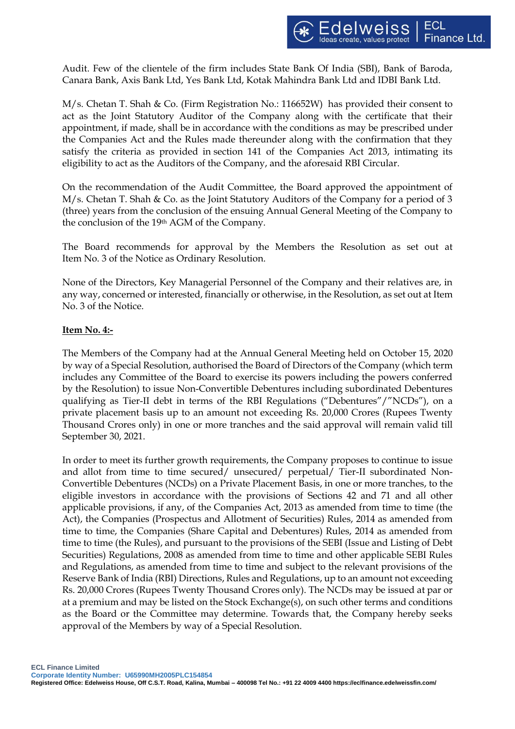Audit. Few of the clientele of the firm includes State Bank Of India (SBI), Bank of Baroda, Canara Bank, Axis Bank Ltd, Yes Bank Ltd, Kotak Mahindra Bank Ltd and IDBI Bank Ltd.

M/s. Chetan T. Shah & Co. (Firm Registration No.: 116652W) has provided their consent to act as the Joint Statutory Auditor of the Company along with the certificate that their appointment, if made, shall be in accordance with the conditions as may be prescribed under the Companies Act and the Rules made thereunder along with the confirmation that they satisfy the criteria as provided in section 141 of the Companies Act 2013, intimating its eligibility to act as the Auditors of the Company, and the aforesaid RBI Circular.

On the recommendation of the Audit Committee, the Board approved the appointment of M/s. Chetan T. Shah & Co. as the Joint Statutory Auditors of the Company for a period of 3 (three) years from the conclusion of the ensuing Annual General Meeting of the Company to the conclusion of the 19th AGM of the Company.

The Board recommends for approval by the Members the Resolution as set out at Item No. 3 of the Notice as Ordinary Resolution.

None of the Directors, Key Managerial Personnel of the Company and their relatives are, in any way, concerned or interested, financially or otherwise, in the Resolution, as set out at Item No. 3 of the Notice.

**Item No. 4:-**

The Members of the Company had at the Annual General Meeting held on October 15, 2020 by way of a Special Resolution, authorised the Board of Directors of the Company (which term includes any Committee of the Board to exercise its powers including the powers conferred by the Resolution) to issue Non-Convertible Debentures including subordinated Debentures qualifying as Tier-II debt in terms of the RBI Regulations ("Debentures"/"NCDs"), on a private placement basis up to an amount not exceeding Rs. 20,000 Crores (Rupees Twenty Thousand Crores only) in one or more tranches and the said approval will remain valid till September 30, 2021.

In order to meet its further growth requirements, the Company proposes to continue to issue and allot from time to time secured/ unsecured/ perpetual/ Tier-II subordinated Non-Convertible Debentures (NCDs) on a Private Placement Basis, in one or more tranches, to the eligible investors in accordance with the provisions of Sections 42 and 71 and all other applicable provisions, if any, of the Companies Act, 2013 as amended from time to time (the Act), the Companies (Prospectus and Allotment of Securities) Rules, 2014 as amended from time to time, the Companies (Share Capital and Debentures) Rules, 2014 as amended from time to time (the Rules), and pursuant to the provisions of the SEBI (Issue and Listing of Debt Securities) Regulations, 2008 as amended from time to time and other applicable SEBI Rules and Regulations, as amended from time to time and subject to the relevant provisions of the Reserve Bank of India (RBI) Directions, Rules and Regulations, up to an amount not exceeding Rs. 20,000 Crores (Rupees Twenty Thousand Crores only). The NCDs may be issued at par or at a premium and may be listed on the Stock Exchange(s), on such other terms and conditions as the Board or the Committee may determine. Towards that, the Company hereby seeks approval of the Members by way of a Special Resolution.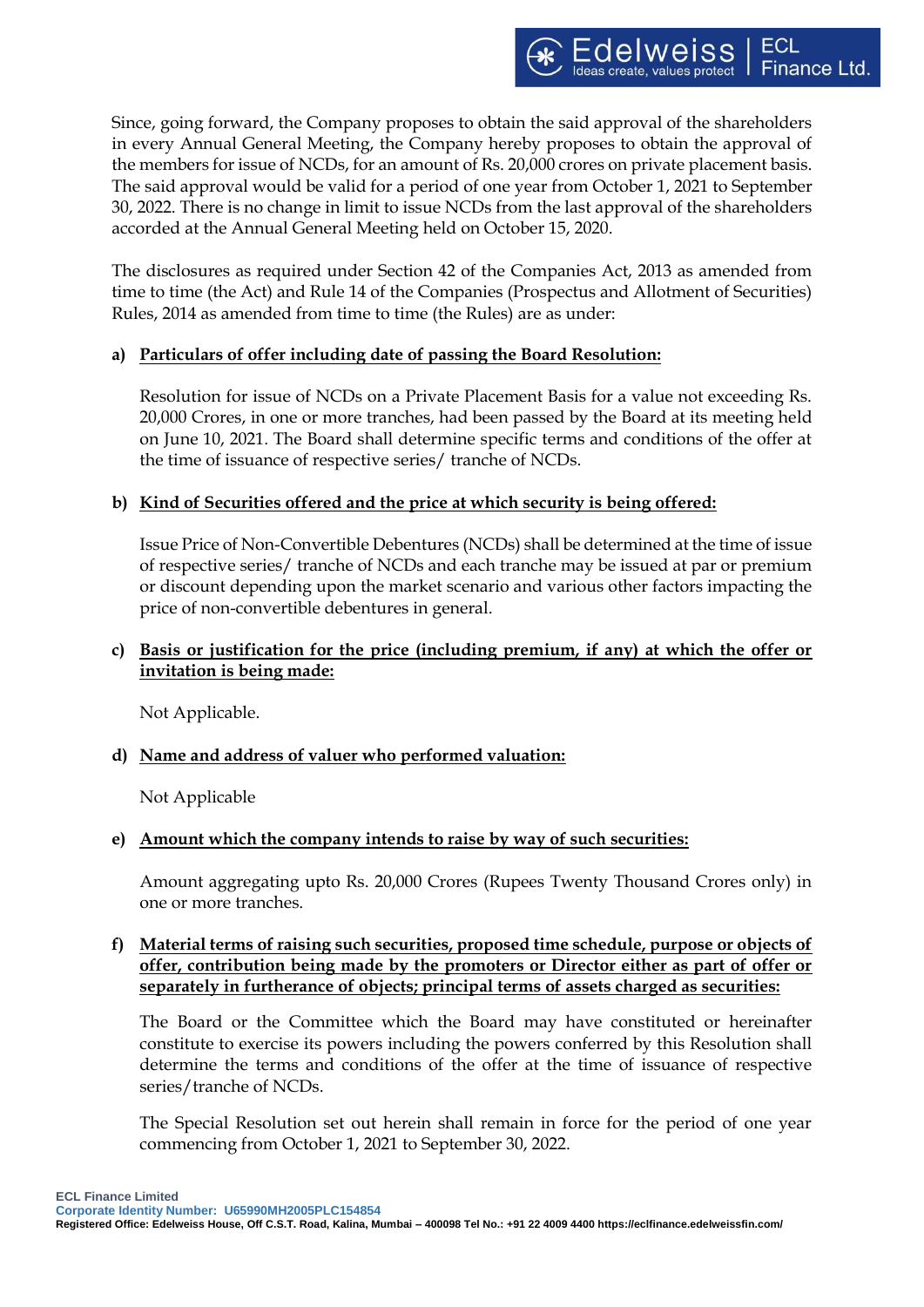Since, going forward, the Company proposes to obtain the said approval of the shareholders in every Annual General Meeting, the Company hereby proposes to obtain the approval of the members for issue of NCDs, for an amount of Rs. 20,000 crores on private placement basis. The said approval would be valid for a period of one year from October 1, 2021 to September 30, 2022. There is no change in limit to issue NCDs from the last approval of the shareholders accorded at the Annual General Meeting held on October 15, 2020.

The disclosures as required under Section 42 of the Companies Act, 2013 as amended from time to time (the Act) and Rule 14 of the Companies (Prospectus and Allotment of Securities) Rules, 2014 as amended from time to time (the Rules) are as under:

**a) Particulars of offer including date of passing the Board Resolution:**

Resolution for issue of NCDs on a Private Placement Basis for a value not exceeding Rs. 20,000 Crores, in one or more tranches, had been passed by the Board at its meeting held on June 10, 2021. The Board shall determine specific terms and conditions of the offer at the time of issuance of respective series/ tranche of NCDs.

**b) Kind of Securities offered and the price at which security is being offered:**

Issue Price of Non-Convertible Debentures (NCDs) shall be determined at the time of issue of respective series/ tranche of NCDs and each tranche may be issued at par or premium or discount depending upon the market scenario and various other factors impacting the price of non-convertible debentures in general.

**c) Basis or justification for the price (including premium, if any) at which the offer or invitation is being made:**

Not Applicable.

**d) Name and address of valuer who performed valuation:**

Not Applicable

**e) Amount which the company intends to raise by way of such securities:**

Amount aggregating upto Rs. 20,000 Crores (Rupees Twenty Thousand Crores only) in one or more tranches.

**f) Material terms of raising such securities, proposed time schedule, purpose or objects of offer, contribution being made by the promoters or Director either as part of offer or separately in furtherance of objects; principal terms of assets charged as securities:**

The Board or the Committee which the Board may have constituted or hereinafter constitute to exercise its powers including the powers conferred by this Resolution shall determine the terms and conditions of the offer at the time of issuance of respective series/tranche of NCDs.

The Special Resolution set out herein shall remain in force for the period of one year commencing from October 1, 2021 to September 30, 2022.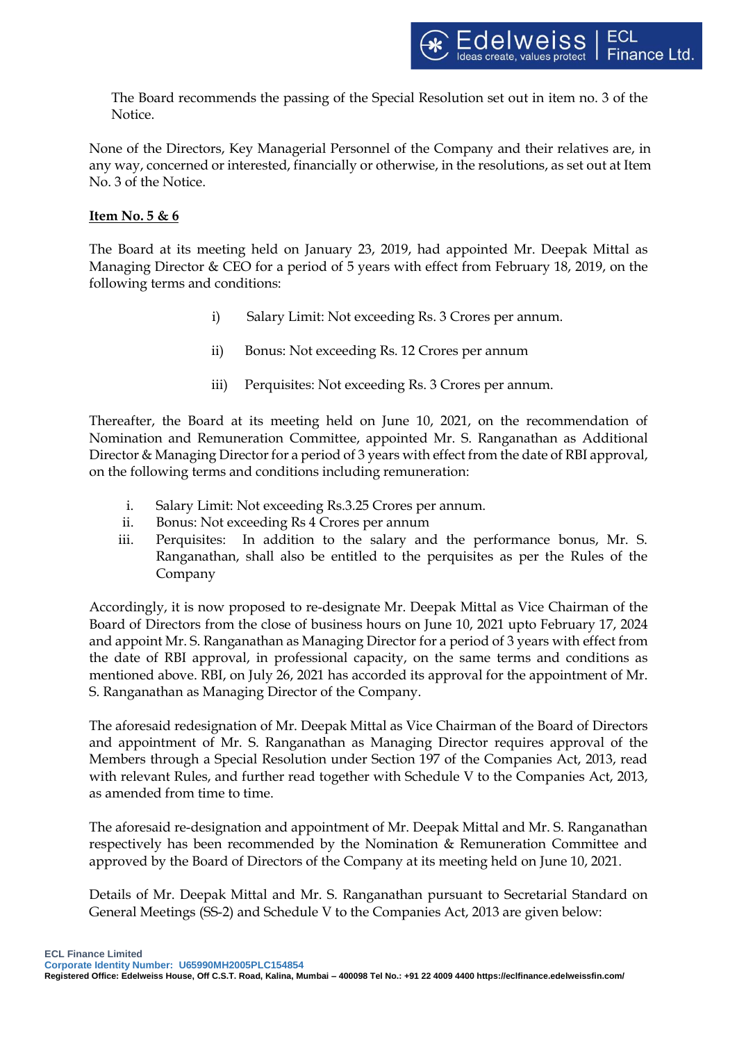The Board recommends the passing of the Special Resolution set out in item no. 3 of the Notice.

None of the Directors, Key Managerial Personnel of the Company and their relatives are, in any way, concerned or interested, financially or otherwise, in the resolutions, as set out at Item No. 3 of the Notice.

**Item No. 5 & 6**

The Board at its meeting held on January 23, 2019, had appointed Mr. Deepak Mittal as Managing Director & CEO for a period of 5 years with effect from February 18, 2019, on the following terms and conditions:

i) Salary Limit: Not exceeding Rs. 3 Crores per annum.

ii) Bonus: Not exceeding Rs. 12 Crores per annum

iii) Perquisites: Not exceeding Rs. 3 Crores per annum.

Thereafter, the Board at its meeting held on June 10, 2021, on the recommendation of Nomination and Remuneration Committee, appointed Mr. S. Ranganathan as Additional Director & Managing Director for a period of 3 years with effect from the date of RBI approval, on the following terms and conditions including remuneration:

i. Salary Limit: Not exceeding Rs.3.25 Crores per annum.
ii. Bonus: Not exceeding Rs 4 Crores per annum
iii. Perquisites: In addition to the salary and the performance bonus, Mr. S. Ranganathan, shall also be entitled to the perquisites as per the Rules of the Company

Accordingly, it is now proposed to re-designate Mr. Deepak Mittal as Vice Chairman of the Board of Directors from the close of business hours on June 10, 2021 upto February 17, 2024 and appoint Mr. S. Ranganathan as Managing Director for a period of 3 years with effect from the date of RBI approval, in professional capacity, on the same terms and conditions as mentioned above. RBI, on July 26, 2021 has accorded its approval for the appointment of Mr. S. Ranganathan as Managing Director of the Company.

The aforesaid redesignation of Mr. Deepak Mittal as Vice Chairman of the Board of Directors and appointment of Mr. S. Ranganathan as Managing Director requires approval of the Members through a Special Resolution under Section 197 of the Companies Act, 2013, read with relevant Rules, and further read together with Schedule V to the Companies Act, 2013, as amended from time to time.

The aforesaid re-designation and appointment of Mr. Deepak Mittal and Mr. S. Ranganathan respectively has been recommended by the Nomination & Remuneration Committee and approved by the Board of Directors of the Company at its meeting held on June 10, 2021.

Details of Mr. Deepak Mittal and Mr. S. Ranganathan pursuant to Secretarial Standard on General Meetings (SS-2) and Schedule V to the Companies Act, 2013 are given below: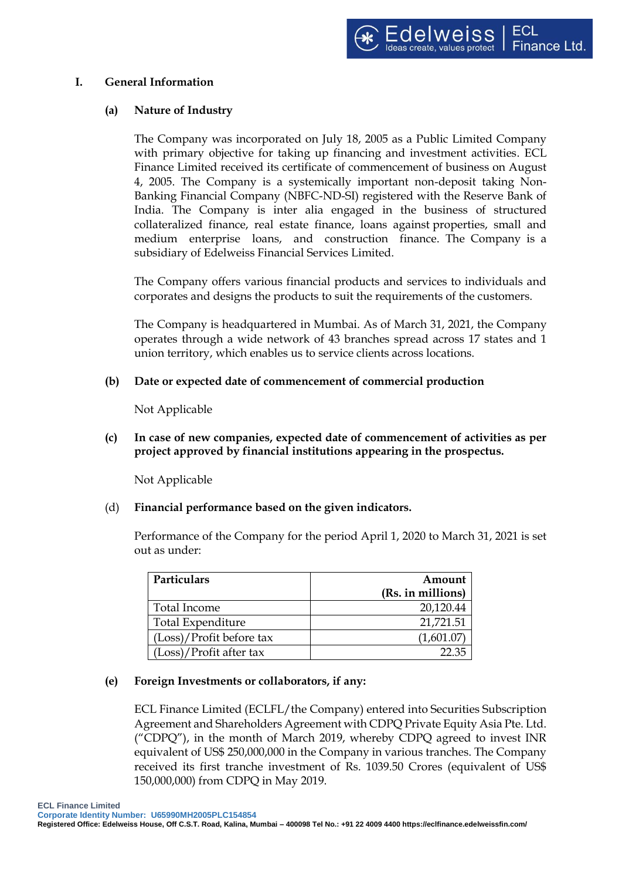## I. General Information

### (a) Nature of Industry

The Company was incorporated on July 18, 2005 as a Public Limited Company with primary objective for taking up financing and investment activities. ECL Finance Limited received its certificate of commencement of business on August 4, 2005. The Company is a systemically important non-deposit taking Non-Banking Financial Company (NBFC-ND-SI) registered with the Reserve Bank of India. The Company is inter alia engaged in the business of structured collateralized finance, real estate finance, loans against properties, small and medium enterprise loans, and construction finance. The Company is a subsidiary of Edelweiss Financial Services Limited.

The Company offers various financial products and services to individuals and corporates and designs the products to suit the requirements of the customers.

The Company is headquartered in Mumbai. As of March 31, 2021, the Company operates through a wide network of 43 branches spread across 17 states and 1 union territory, which enables us to service clients across locations.

### (b) Date or expected date of commencement of commercial production

Not Applicable

### (c) In case of new companies, expected date of commencement of activities as per project approved by financial institutions appearing in the prospectus.

Not Applicable

### (d) Financial performance based on the given indicators.

Performance of the Company for the period April 1, 2020 to March 31, 2021 is set out as under:

| Particulars | Amount (Rs. in millions) |
|---|---:|
| Total Income | 20,120.44 |
| Total Expenditure | 21,721.51 |
| (Loss)/Profit before tax | (1,601.07) |
| (Loss)/Profit after tax | 22.35 |

### (e) Foreign Investments or collaborators, if any:

ECL Finance Limited (ECLFL/the Company) entered into Securities Subscription Agreement and Shareholders Agreement with CDPQ Private Equity Asia Pte. Ltd. ("CDPQ"), in the month of March 2019, whereby CDPQ agreed to invest INR equivalent of US$ 250,000,000 in the Company in various tranches. The Company received its first tranche investment of Rs. 1039.50 Crores (equivalent of US$ 150,000,000) from CDPQ in May 2019.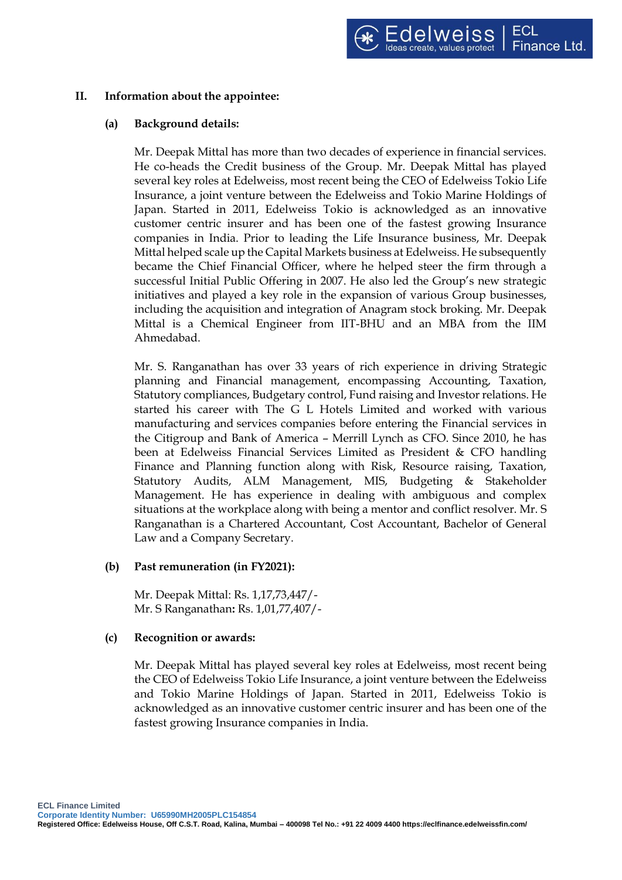## II. Information about the appointee:

### (a) Background details:

Mr. Deepak Mittal has more than two decades of experience in financial services. He co-heads the Credit business of the Group. Mr. Deepak Mittal has played several key roles at Edelweiss, most recent being the CEO of Edelweiss Tokio Life Insurance, a joint venture between the Edelweiss and Tokio Marine Holdings of Japan. Started in 2011, Edelweiss Tokio is acknowledged as an innovative customer centric insurer and has been one of the fastest growing Insurance companies in India. Prior to leading the Life Insurance business, Mr. Deepak Mittal helped scale up the Capital Markets business at Edelweiss. He subsequently became the Chief Financial Officer, where he helped steer the firm through a successful Initial Public Offering in 2007. He also led the Group's new strategic initiatives and played a key role in the expansion of various Group businesses, including the acquisition and integration of Anagram stock broking. Mr. Deepak Mittal is a Chemical Engineer from IIT-BHU and an MBA from the IIM Ahmedabad.

Mr. S. Ranganathan has over 33 years of rich experience in driving Strategic planning and Financial management, encompassing Accounting, Taxation, Statutory compliances, Budgetary control, Fund raising and Investor relations. He started his career with The G L Hotels Limited and worked with various manufacturing and services companies before entering the Financial services in the Citigroup and Bank of America – Merrill Lynch as CFO. Since 2010, he has been at Edelweiss Financial Services Limited as President & CFO handling Finance and Planning function along with Risk, Resource raising, Taxation, Statutory Audits, ALM Management, MIS, Budgeting & Stakeholder Management. He has experience in dealing with ambiguous and complex situations at the workplace along with being a mentor and conflict resolver. Mr. S Ranganathan is a Chartered Accountant, Cost Accountant, Bachelor of General Law and a Company Secretary.

### (b) Past remuneration (in FY2021):

Mr. Deepak Mittal: Rs. 1,17,73,447/-
Mr. S Ranganathan**:** Rs. 1,01,77,407/-

### (c) Recognition or awards:

Mr. Deepak Mittal has played several key roles at Edelweiss, most recent being the CEO of Edelweiss Tokio Life Insurance, a joint venture between the Edelweiss and Tokio Marine Holdings of Japan. Started in 2011, Edelweiss Tokio is acknowledged as an innovative customer centric insurer and has been one of the fastest growing Insurance companies in India.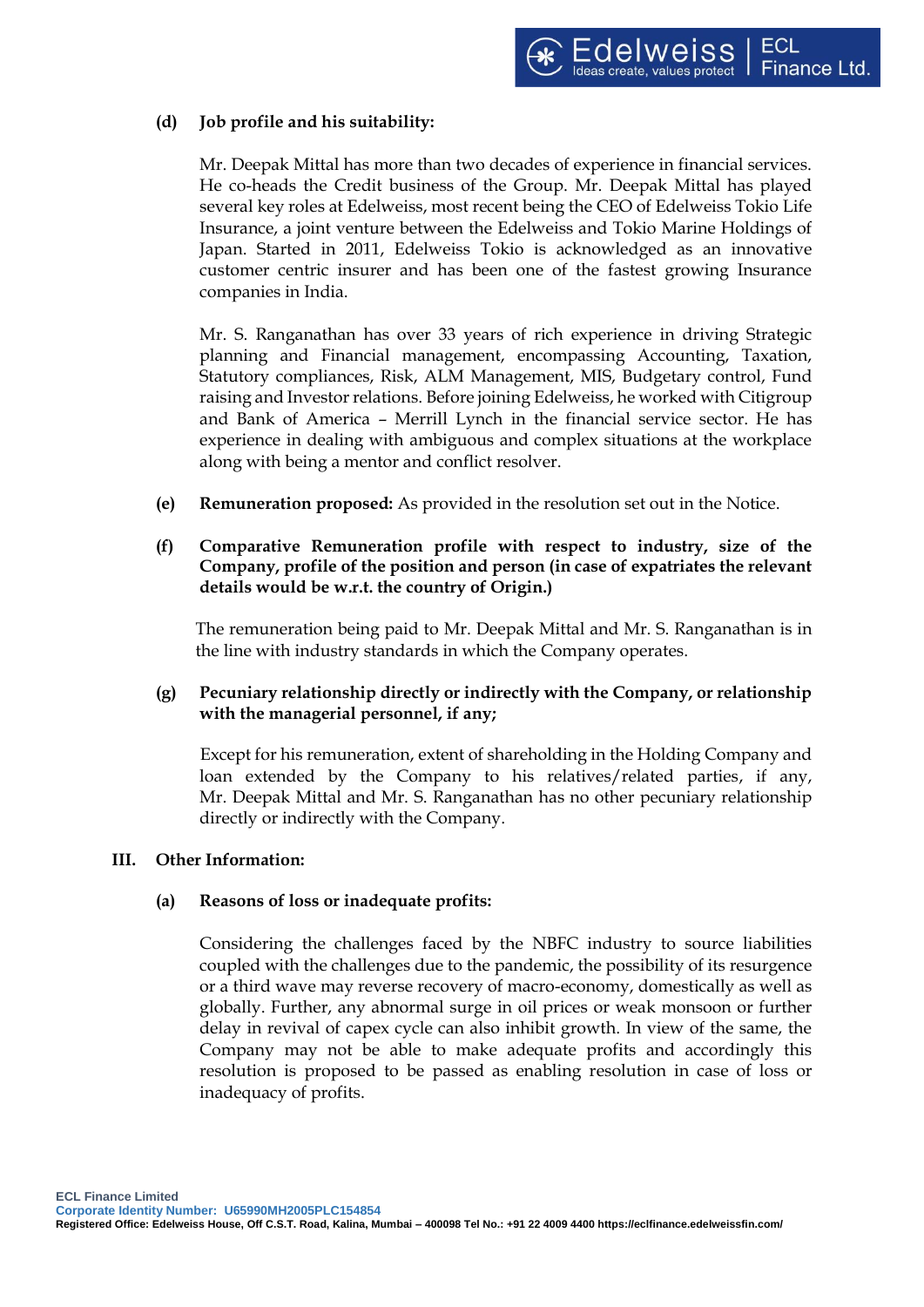**(d) Job profile and his suitability:**

Mr. Deepak Mittal has more than two decades of experience in financial services. He co-heads the Credit business of the Group. Mr. Deepak Mittal has played several key roles at Edelweiss, most recent being the CEO of Edelweiss Tokio Life Insurance, a joint venture between the Edelweiss and Tokio Marine Holdings of Japan. Started in 2011, Edelweiss Tokio is acknowledged as an innovative customer centric insurer and has been one of the fastest growing Insurance companies in India.

Mr. S. Ranganathan has over 33 years of rich experience in driving Strategic planning and Financial management, encompassing Accounting, Taxation, Statutory compliances, Risk, ALM Management, MIS, Budgetary control, Fund raising and Investor relations. Before joining Edelweiss, he worked with Citigroup and Bank of America – Merrill Lynch in the financial service sector. He has experience in dealing with ambiguous and complex situations at the workplace along with being a mentor and conflict resolver.

**(e) Remuneration proposed:** As provided in the resolution set out in the Notice.

**(f) Comparative Remuneration profile with respect to industry, size of the Company, profile of the position and person (in case of expatriates the relevant details would be w.r.t. the country of Origin.)**

The remuneration being paid to Mr. Deepak Mittal and Mr. S. Ranganathan is in the line with industry standards in which the Company operates.

**(g) Pecuniary relationship directly or indirectly with the Company, or relationship with the managerial personnel, if any;**

Except for his remuneration, extent of shareholding in the Holding Company and loan extended by the Company to his relatives/related parties, if any, Mr. Deepak Mittal and Mr. S. Ranganathan has no other pecuniary relationship directly or indirectly with the Company.

**III. Other Information:**

**(a) Reasons of loss or inadequate profits:**

Considering the challenges faced by the NBFC industry to source liabilities coupled with the challenges due to the pandemic, the possibility of its resurgence or a third wave may reverse recovery of macro-economy, domestically as well as globally. Further, any abnormal surge in oil prices or weak monsoon or further delay in revival of capex cycle can also inhibit growth. In view of the same, the Company may not be able to make adequate profits and accordingly this resolution is proposed to be passed as enabling resolution in case of loss or inadequacy of profits.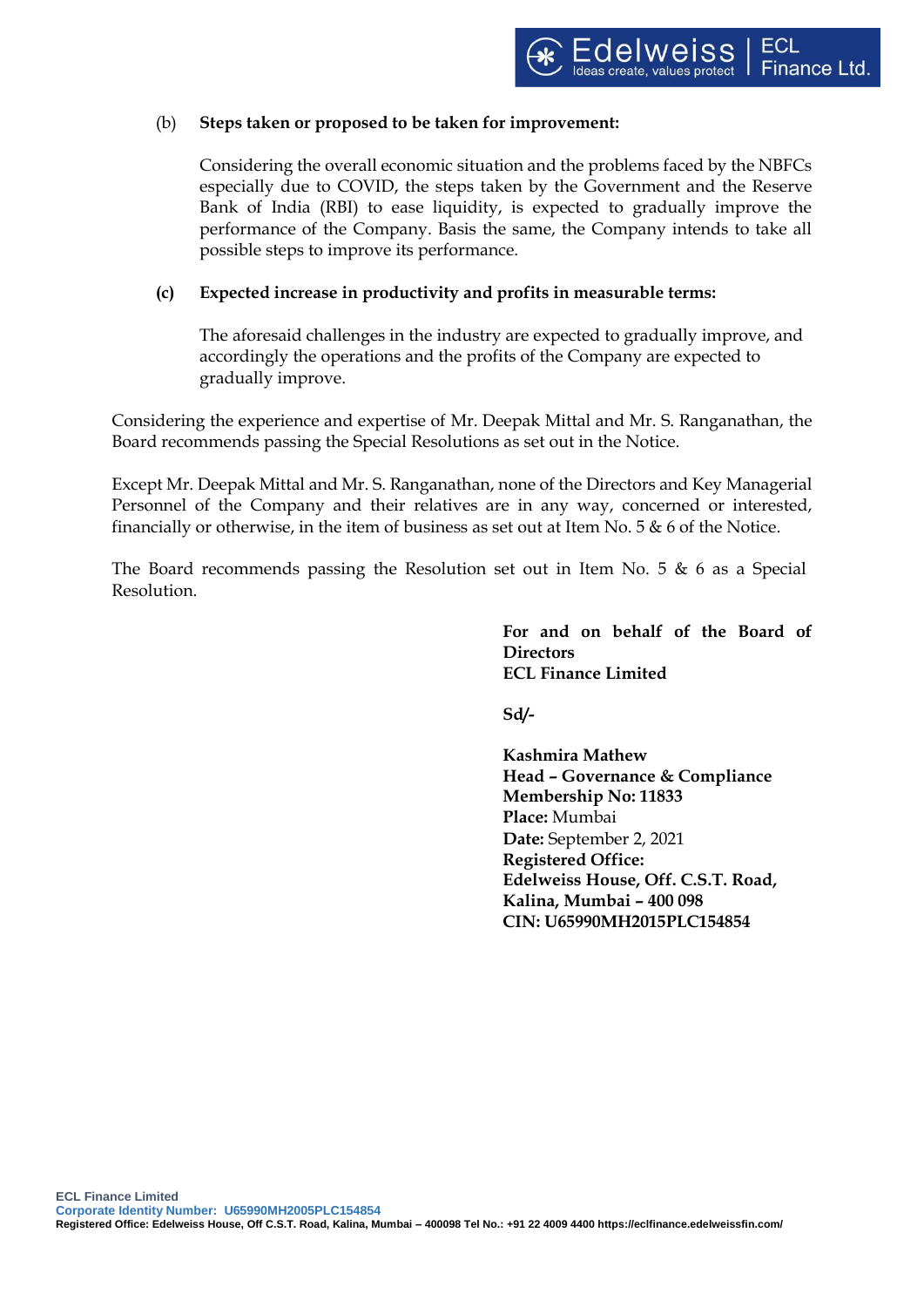(b) **Steps taken or proposed to be taken for improvement:**

Considering the overall economic situation and the problems faced by the NBFCs especially due to COVID, the steps taken by the Government and the Reserve Bank of India (RBI) to ease liquidity, is expected to gradually improve the performance of the Company. Basis the same, the Company intends to take all possible steps to improve its performance.

**(c) Expected increase in productivity and profits in measurable terms:**

The aforesaid challenges in the industry are expected to gradually improve, and accordingly the operations and the profits of the Company are expected to gradually improve.

Considering the experience and expertise of Mr. Deepak Mittal and Mr. S. Ranganathan, the Board recommends passing the Special Resolutions as set out in the Notice.

Except Mr. Deepak Mittal and Mr. S. Ranganathan, none of the Directors and Key Managerial Personnel of the Company and their relatives are in any way, concerned or interested, financially or otherwise, in the item of business as set out at Item No. 5 & 6 of the Notice.

The Board recommends passing the Resolution set out in Item No. 5 & 6 as a Special Resolution.

**For and on behalf of the Board of Directors**
**ECL Finance Limited**

**Sd/-**

**Kashmira Mathew**
**Head – Governance & Compliance**
**Membership No: 11833**
**Place:** Mumbai
**Date:** September 2, 2021
**Registered Office:**
**Edelweiss House, Off. C.S.T. Road,**
**Kalina, Mumbai – 400 098**
**CIN: U65990MH2015PLC154854**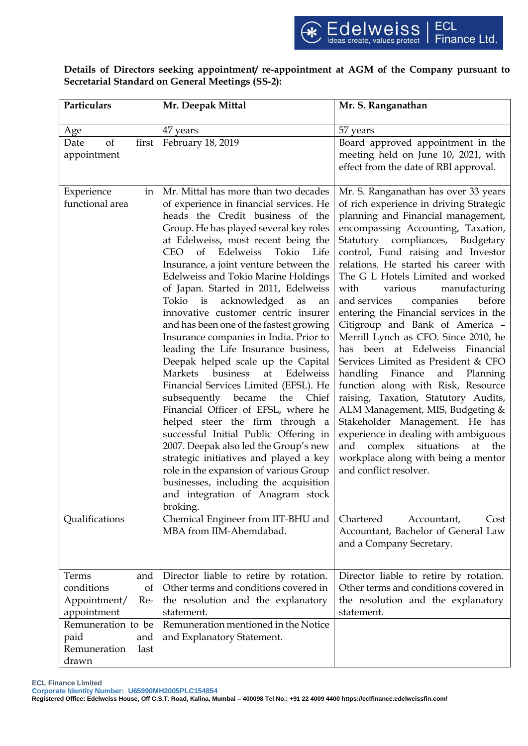**Details of Directors seeking appointment/ re-appointment at AGM of the Company pursuant to Secretarial Standard on General Meetings (SS-2):**

| Particulars | Mr. Deepak Mittal | Mr. S. Ranganathan |
|---|---|---|
| Age | 47 years | 57 years |
| Date of first appointment | February 18, 2019 | Board approved appointment in the meeting held on June 10, 2021, with effect from the date of RBI approval. |
| Experience in functional area | Mr. Mittal has more than two decades of experience in financial services. He heads the Credit business of the Group. He has played several key roles at Edelweiss, most recent being the CEO of Edelweiss Tokio Life Insurance, a joint venture between the Edelweiss and Tokio Marine Holdings of Japan. Started in 2011, Edelweiss Tokio is acknowledged as an innovative customer centric insurer and has been one of the fastest growing Insurance companies in India. Prior to leading the Life Insurance business, Deepak helped scale up the Capital Markets business at Edelweiss Financial Services Limited (EFSL). He subsequently became the Chief Financial Officer of EFSL, where he helped steer the firm through a successful Initial Public Offering in 2007. Deepak also led the Group's new strategic initiatives and played a key role in the expansion of various Group businesses, including the acquisition and integration of Anagram stock broking. | Mr. S. Ranganathan has over 33 years of rich experience in driving Strategic planning and Financial management, encompassing Accounting, Taxation, Statutory compliances, Budgetary control, Fund raising and Investor relations. He started his career with The G L Hotels Limited and worked with various manufacturing and services companies before entering the Financial services in the Citigroup and Bank of America – Merrill Lynch as CFO. Since 2010, he has been at Edelweiss Financial Services Limited as President & CFO handling Finance and Planning function along with Risk, Resource raising, Taxation, Statutory Audits, ALM Management, MIS, Budgeting & Stakeholder Management. He has experience in dealing with ambiguous and complex situations at the workplace along with being a mentor and conflict resolver. |
| Qualifications | Chemical Engineer from IIT-BHU and MBA from IIM-Ahemdabad. | Chartered Accountant, Cost Accountant, Bachelor of General Law and a Company Secretary. |
| Terms and conditions of Appointment/ Re-appointment | Director liable to retire by rotation. Other terms and conditions covered in the resolution and the explanatory statement. | Director liable to retire by rotation. Other terms and conditions covered in the resolution and the explanatory statement. |
| Remuneration to be paid and Remuneration last drawn | Remuneration mentioned in the Notice and Explanatory Statement. | |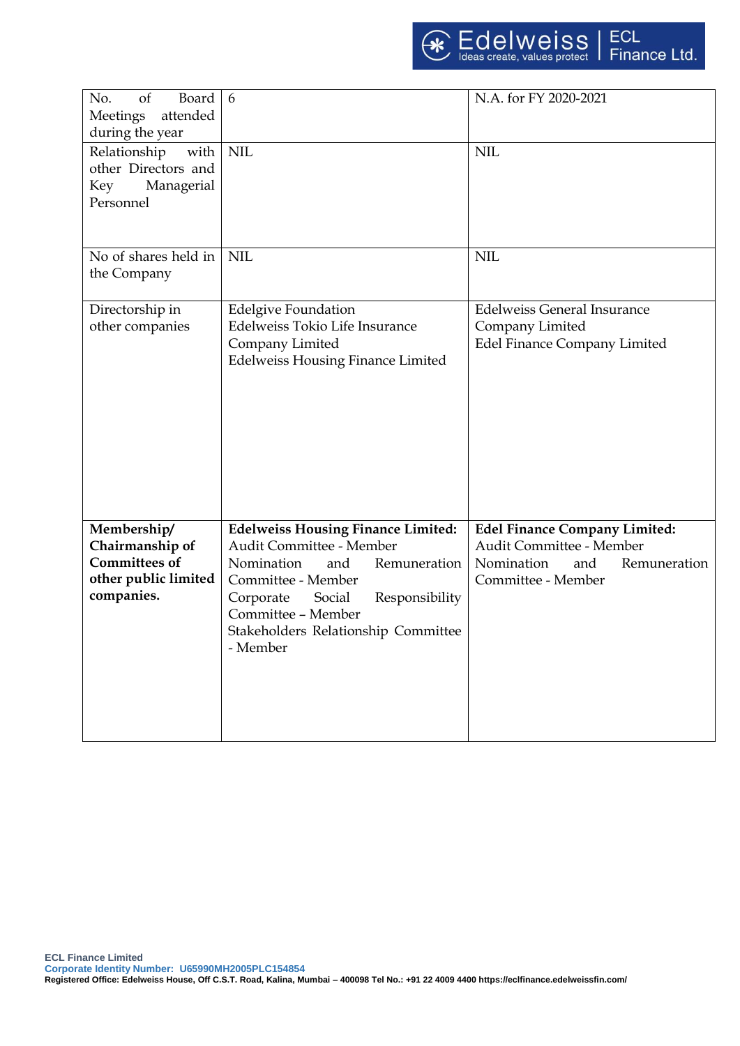| No. of Board Meetings attended during the year | 6 | N.A. for FY 2020-2021 |
|---|---|---|
| Relationship with other Directors and Key Managerial Personnel | NIL | NIL |
| No of shares held in the Company | NIL | NIL |
| Directorship in other companies | Edelgive Foundation<br>Edelweiss Tokio Life Insurance Company Limited<br>Edelweiss Housing Finance Limited | Edelweiss General Insurance Company Limited<br>Edel Finance Company Limited |
| **Membership/ Chairmanship of Committees of other public limited companies.** | **Edelweiss Housing Finance Limited:**<br>Audit Committee - Member<br>Nomination and Remuneration Committee - Member<br>Corporate Social Responsibility Committee – Member<br>Stakeholders Relationship Committee - Member | **Edel Finance Company Limited:**<br>Audit Committee - Member<br>Nomination and Remuneration Committee - Member |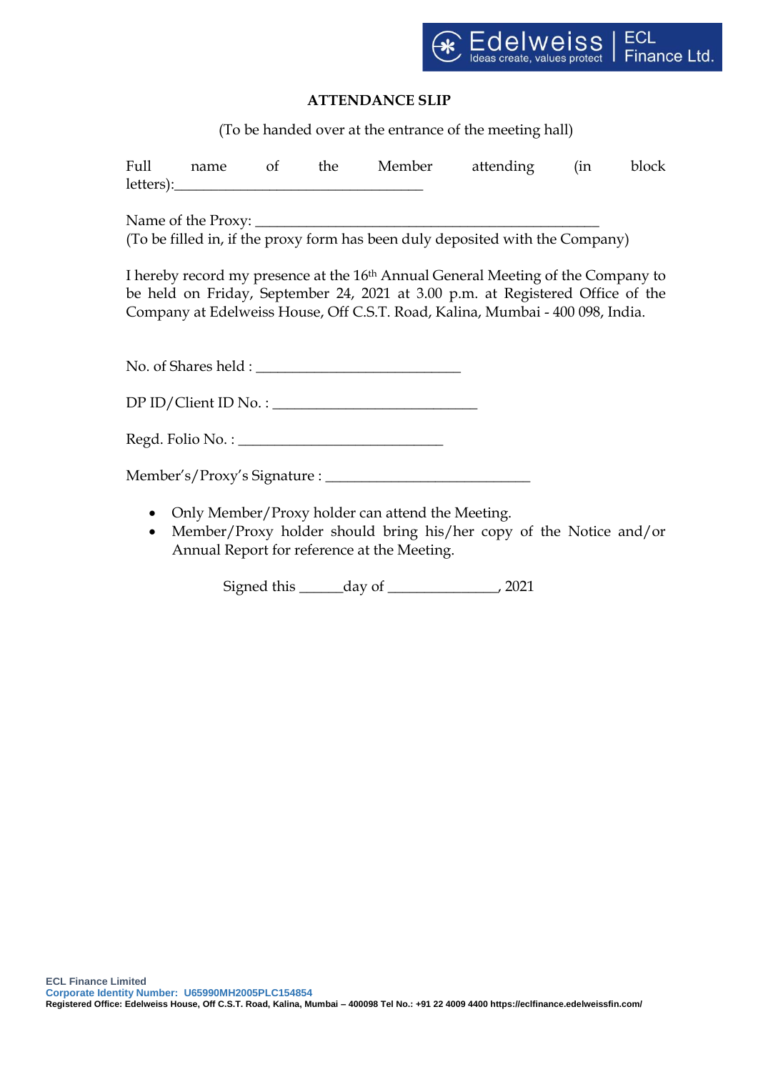# ATTENDANCE SLIP

(To be handed over at the entrance of the meeting hall)

Full name of the Member attending (in block letters):___________________________________

Name of the Proxy: ________________________________________________

(To be filled in, if the proxy form has been duly deposited with the Company)

I hereby record my presence at the 16th Annual General Meeting of the Company to be held on Friday, September 24, 2021 at 3.00 p.m. at Registered Office of the Company at Edelweiss House, Off C.S.T. Road, Kalina, Mumbai - 400 098, India.

No. of Shares held : ____________________________

DP ID/Client ID No. : ____________________________

Regd. Folio No. : ____________________________

Member's/Proxy's Signature : ____________________________

- Only Member/Proxy holder can attend the Meeting.
- Member/Proxy holder should bring his/her copy of the Notice and/or Annual Report for reference at the Meeting.

Signed this ______day of _______________, 2021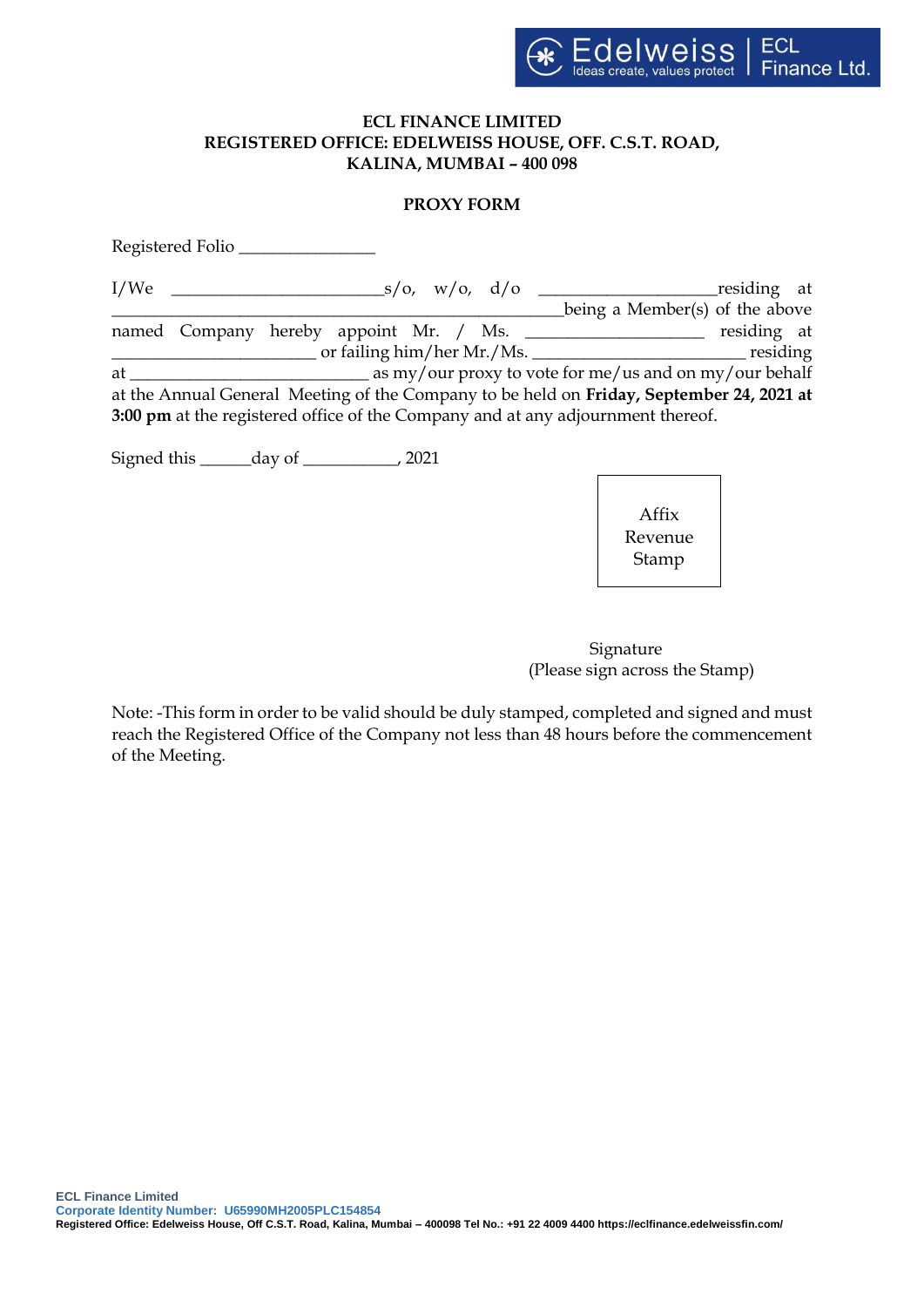**ECL FINANCE LIMITED**
**REGISTERED OFFICE: EDELWEISS HOUSE, OFF. C.S.T. ROAD, KALINA, MUMBAI – 400 098**

**PROXY FORM**

Registered Folio _______________

I/We ________________________s/o, w/o, d/o ____________________residing at __________________________________________________being a Member(s) of the above named Company hereby appoint Mr. / Ms. ____________________ residing at _______________________ or failing him/her Mr./Ms. ________________________ residing at ___________________________ as my/our proxy to vote for me/us and on my/our behalf at the Annual General Meeting of the Company to be held on **Friday, September 24, 2021 at 3:00 pm** at the registered office of the Company and at any adjournment thereof.

Signed this ______day of ___________, 2021

Affix Revenue Stamp

Signature
(Please sign across the Stamp)

Note: -This form in order to be valid should be duly stamped, completed and signed and must reach the Registered Office of the Company not less than 48 hours before the commencement of the Meeting.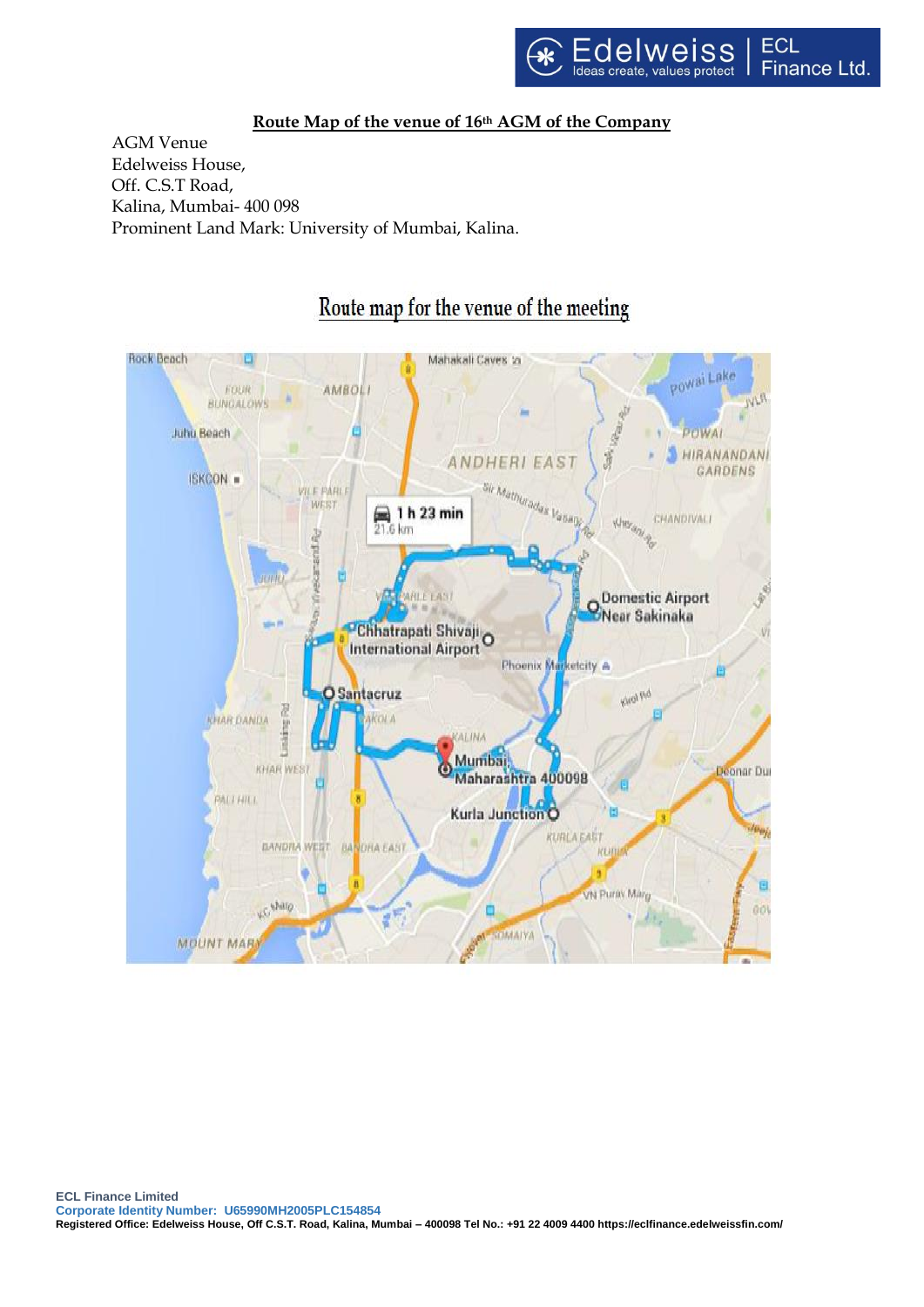## Route Map of the venue of 16th AGM of the Company

AGM Venue
Edelweiss House,
Off. C.S.T Road,
Kalina, Mumbai- 400 098
Prominent Land Mark: University of Mumbai, Kalina.

## Route map for the venue of the meeting

Rock Beach
Mahakali Caves
Powai Lake
FOUR BUNGALOWS
AMBOLI
JVLR
Juhu Beach
POWAI
ANDHERI EAST
HIRANANDANI GARDENS
ISKCON
VILE PARLE WEST
1 h 23 min
21.6 km
Sir Mathuradas Vasanji Rd
Saki Vihar Rd
Kherani Rd
CHANDIVALI
JUHU
VILE PARLE EAST
Domestic Airport Near Sakinaka
Chhatrapati Shivaji International Airport
Phoenix Marketcity
Santacruz
Kirol Rd
KHAR DANDA
VAKOLA
KALINA
Mumbai, Maharashtra 400098
KHAR WEST
Deonar
PALI HILL
Kurla Junction
KURLA EAST
BANDRA WEST
BANDRA EAST
KURLA
VN Purav Marg
MOUNT MARY
SOMAIYA